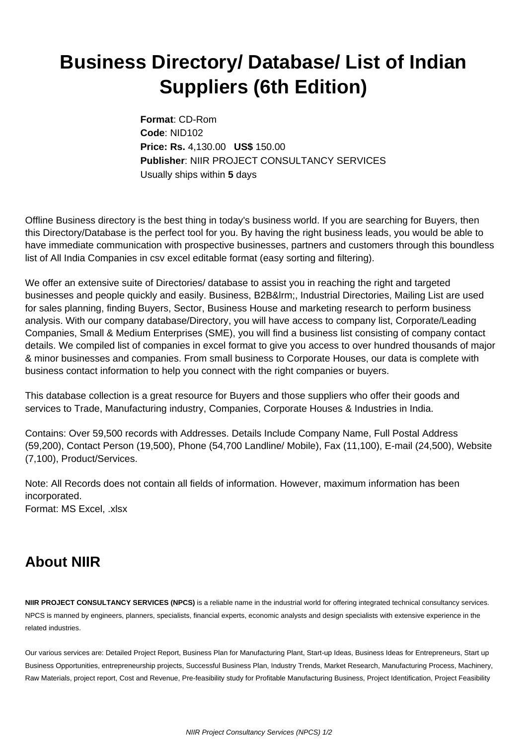# Business Directory/ Database/ List of Indian Suppliers (6th Edition)

**Format**: CD-Rom
**Code**: NID102
**Price: Rs.** 4,130.00 **US$** 150.00
**Publisher**: NIIR PROJECT CONSULTANCY SERVICES
Usually ships within **5** days

Offline Business directory is the best thing in today's business world. If you are searching for Buyers, then this Directory/Database is the perfect tool for you. By having the right business leads, you would be able to have immediate communication with prospective businesses, partners and customers through this boundless list of All India Companies in csv excel editable format (easy sorting and filtering).

We offer an extensive suite of Directories/ database to assist you in reaching the right and targeted businesses and people quickly and easily. Business, B2B&lrm;, Industrial Directories, Mailing List are used for sales planning, finding Buyers, Sector, Business House and marketing research to perform business analysis. With our company database/Directory, you will have access to company list, Corporate/Leading Companies, Small & Medium Enterprises (SME), you will find a business list consisting of company contact details. We compiled list of companies in excel format to give you access to over hundred thousands of major & minor businesses and companies. From small business to Corporate Houses, our data is complete with business contact information to help you connect with the right companies or buyers.

This database collection is a great resource for Buyers and those suppliers who offer their goods and services to Trade, Manufacturing industry, Companies, Corporate Houses & Industries in India.

Contains: Over 59,500 records with Addresses. Details Include Company Name, Full Postal Address (59,200), Contact Person (19,500), Phone (54,700 Landline/ Mobile), Fax (11,100), E-mail (24,500), Website (7,100), Product/Services.

Note: All Records does not contain all fields of information. However, maximum information has been incorporated.
Format: MS Excel, .xlsx

## About NIIR

**NIIR PROJECT CONSULTANCY SERVICES (NPCS)** is a reliable name in the industrial world for offering integrated technical consultancy services. NPCS is manned by engineers, planners, specialists, financial experts, economic analysts and design specialists with extensive experience in the related industries.

Our various services are: Detailed Project Report, Business Plan for Manufacturing Plant, Start-up Ideas, Business Ideas for Entrepreneurs, Start up Business Opportunities, entrepreneurship projects, Successful Business Plan, Industry Trends, Market Research, Manufacturing Process, Machinery, Raw Materials, project report, Cost and Revenue, Pre-feasibility study for Profitable Manufacturing Business, Project Identification, Project Feasibility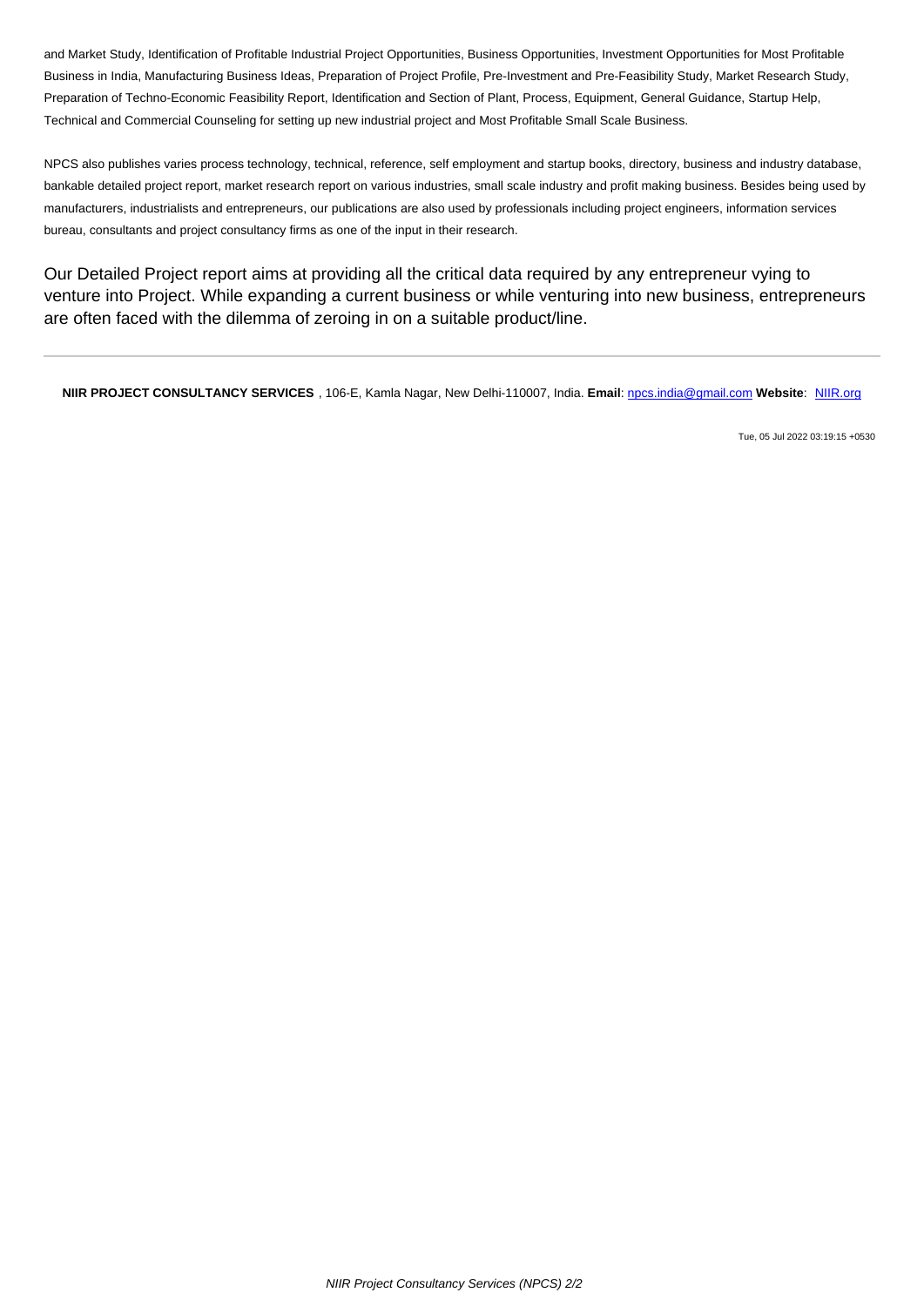and Market Study, Identification of Profitable Industrial Project Opportunities, Business Opportunities, Investment Opportunities for Most Profitable Business in India, Manufacturing Business Ideas, Preparation of Project Profile, Pre-Investment and Pre-Feasibility Study, Market Research Study, Preparation of Techno-Economic Feasibility Report, Identification and Section of Plant, Process, Equipment, General Guidance, Startup Help, Technical and Commercial Counseling for setting up new industrial project and Most Profitable Small Scale Business.

NPCS also publishes varies process technology, technical, reference, self employment and startup books, directory, business and industry database, bankable detailed project report, market research report on various industries, small scale industry and profit making business. Besides being used by manufacturers, industrialists and entrepreneurs, our publications are also used by professionals including project engineers, information services bureau, consultants and project consultancy firms as one of the input in their research.

Our Detailed Project report aims at providing all the critical data required by any entrepreneur vying to venture into Project. While expanding a current business or while venturing into new business, entrepreneurs are often faced with the dilemma of zeroing in on a suitable product/line.

---

**NIIR PROJECT CONSULTANCY SERVICES** , 106-E, Kamla Nagar, New Delhi-110007, India. **Email**: npcs.india@gmail.com **Website**: NIIR.org

Tue, 05 Jul 2022 03:19:15 +0530